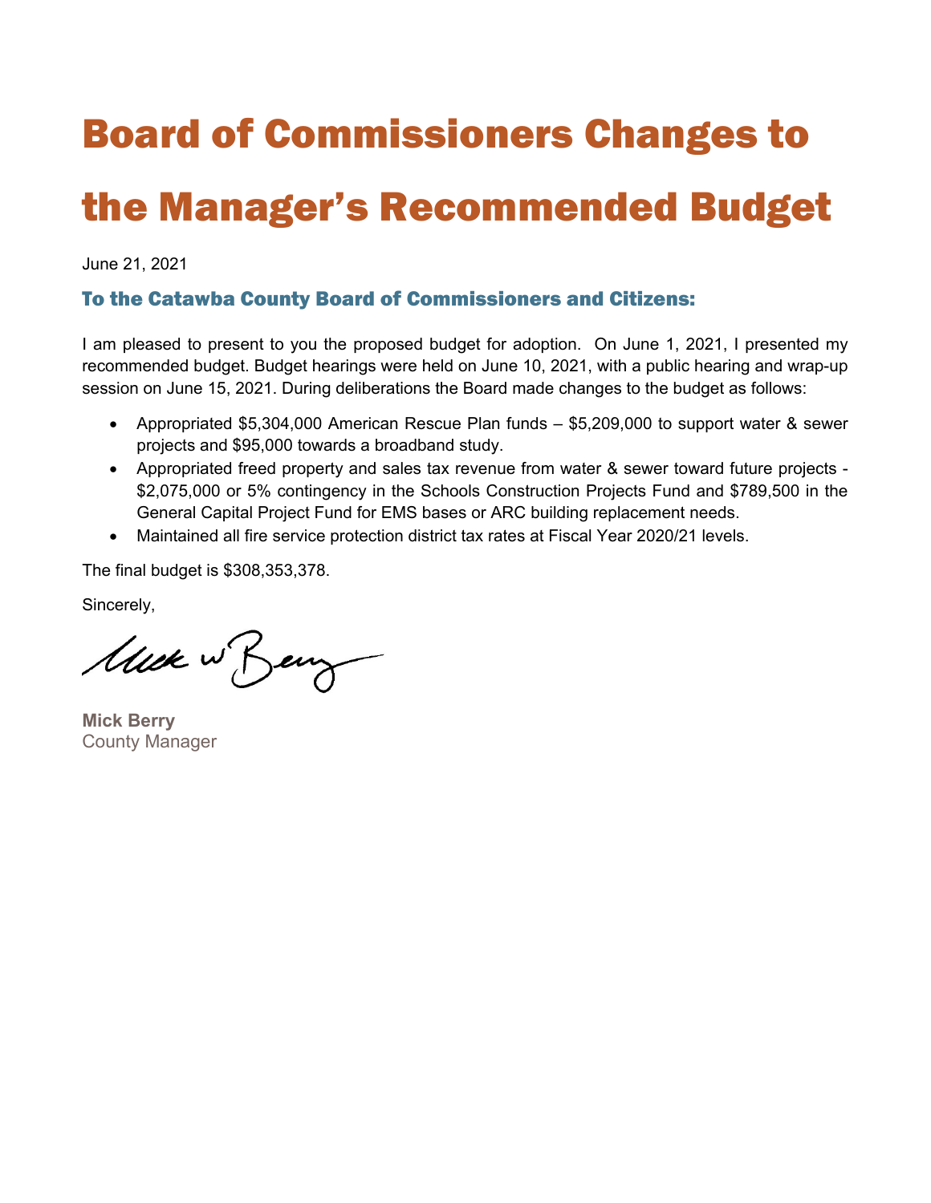# Board of Commissioners Changes to the Manager's Recommended Budget

June 21, 2021

## To the Catawba County Board of Commissioners and Citizens:

I am pleased to present to you the proposed budget for adoption. On June 1, 2021, I presented my recommended budget. Budget hearings were held on June 10, 2021, with a public hearing and wrap-up session on June 15, 2021. During deliberations the Board made changes to the budget as follows:

- Appropriated $5,304,000 American Rescue Plan funds – $5,209,000 to support water & sewer projects and $95,000 towards a broadband study.
- Appropriated freed property and sales tax revenue from water & sewer toward future projects - $2,075,000 or 5% contingency in the Schools Construction Projects Fund and $789,500 in the General Capital Project Fund for EMS bases or ARC building replacement needs.
- Maintained all fire service protection district tax rates at Fiscal Year 2020/21 levels.

The final budget is $308,353,378.

Sincerely,

**Mick Berry**
County Manager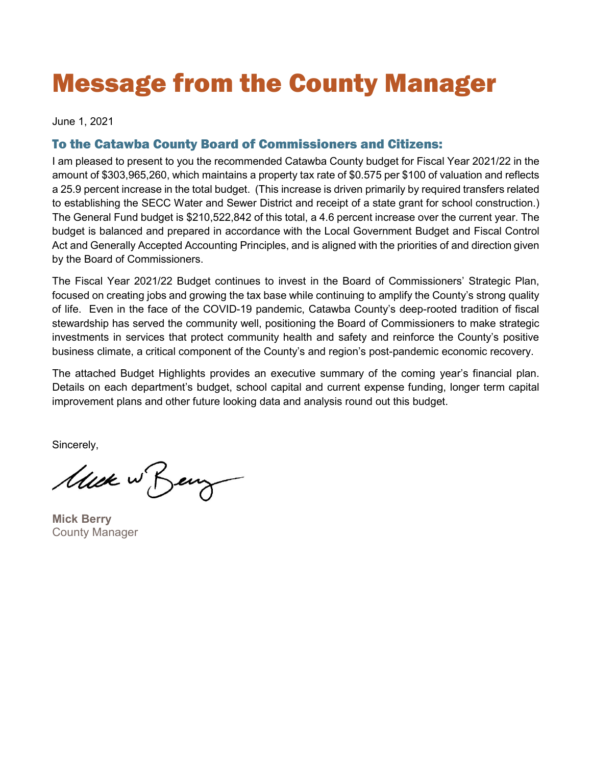# Message from the County Manager

June 1, 2021

## To the Catawba County Board of Commissioners and Citizens:

I am pleased to present to you the recommended Catawba County budget for Fiscal Year 2021/22 in the amount of $303,965,260, which maintains a property tax rate of $0.575 per $100 of valuation and reflects a 25.9 percent increase in the total budget. (This increase is driven primarily by required transfers related to establishing the SECC Water and Sewer District and receipt of a state grant for school construction.) The General Fund budget is $210,522,842 of this total, a 4.6 percent increase over the current year. The budget is balanced and prepared in accordance with the Local Government Budget and Fiscal Control Act and Generally Accepted Accounting Principles, and is aligned with the priorities of and direction given by the Board of Commissioners.

The Fiscal Year 2021/22 Budget continues to invest in the Board of Commissioners' Strategic Plan, focused on creating jobs and growing the tax base while continuing to amplify the County's strong quality of life. Even in the face of the COVID-19 pandemic, Catawba County's deep-rooted tradition of fiscal stewardship has served the community well, positioning the Board of Commissioners to make strategic investments in services that protect community health and safety and reinforce the County's positive business climate, a critical component of the County's and region's post-pandemic economic recovery.

The attached Budget Highlights provides an executive summary of the coming year's financial plan. Details on each department's budget, school capital and current expense funding, longer term capital improvement plans and other future looking data and analysis round out this budget.

Sincerely,

**Mick Berry**
County Manager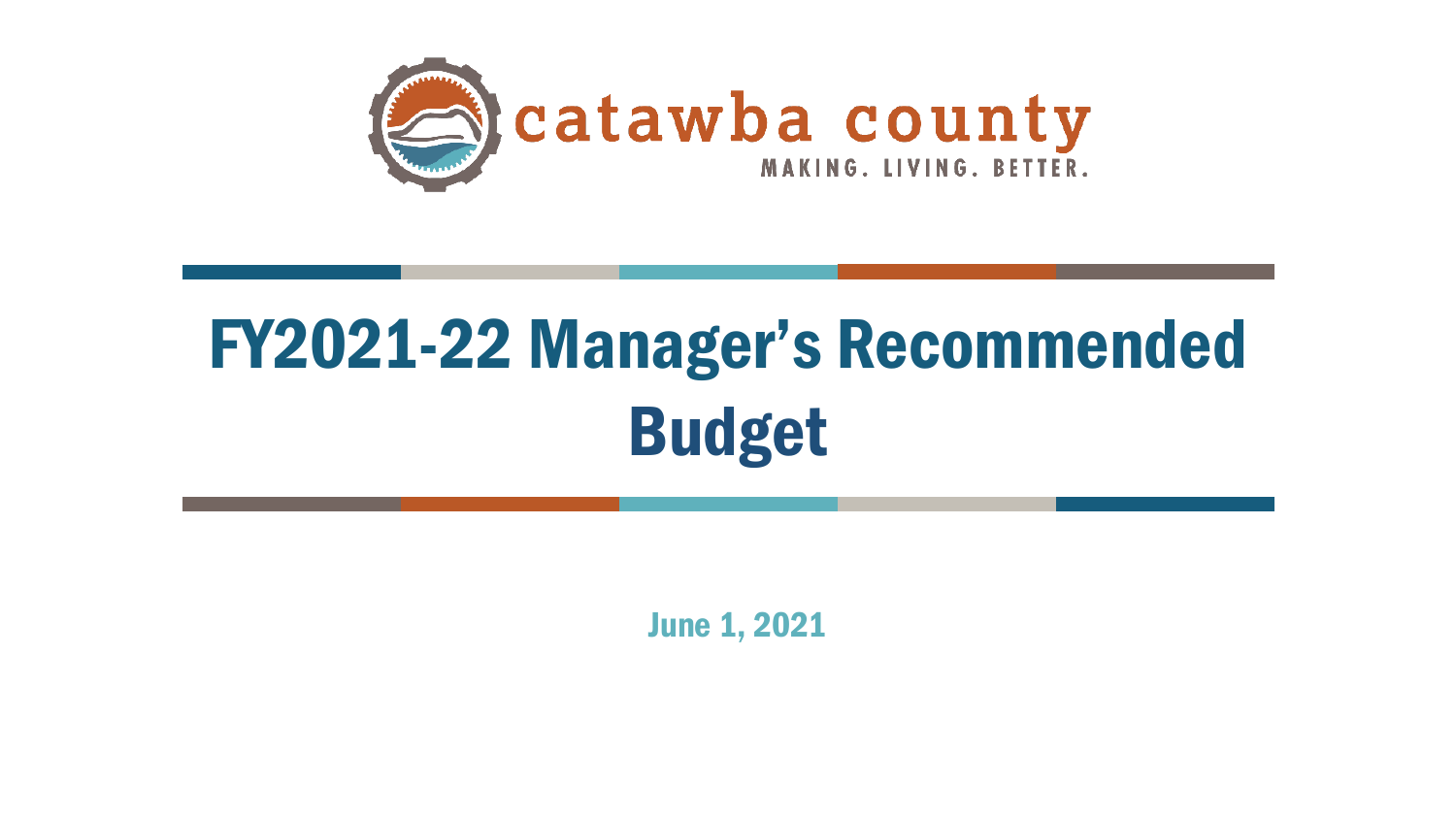catawba county

MAKING. LIVING. BETTER.

# FY2021-22 Manager's Recommended Budget

June 1, 2021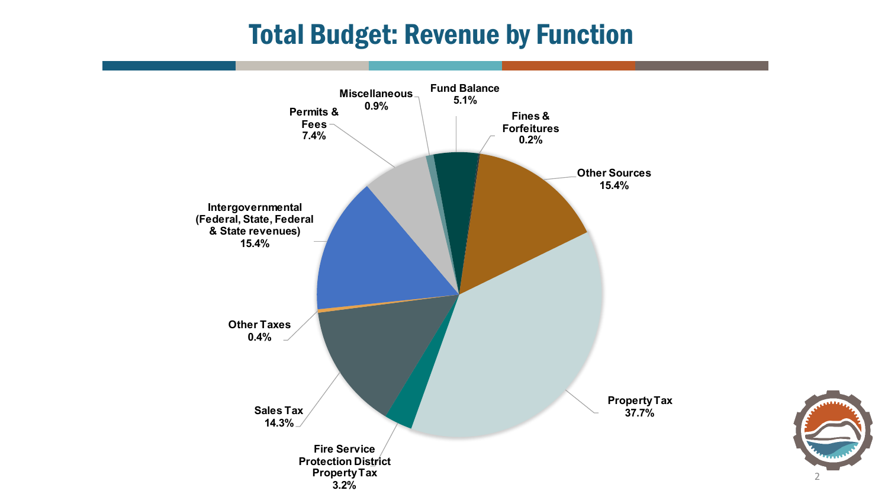# Total Budget: Revenue by Function

| Revenue Source | Percentage |
| --- | --- |
| Fund Balance | 5.1% |
| Fines & Forfeitures | 0.2% |
| Other Sources | 15.4% |
| Property Tax | 37.7% |
| Fire Service Protection District Property Tax | 3.2% |
| Sales Tax | 14.3% |
| Other Taxes | 0.4% |
| Intergovernmental (Federal, State, Federal & State revenues) | 15.4% |
| Permits & Fees | 7.4% |
| Miscellaneous | 0.9% |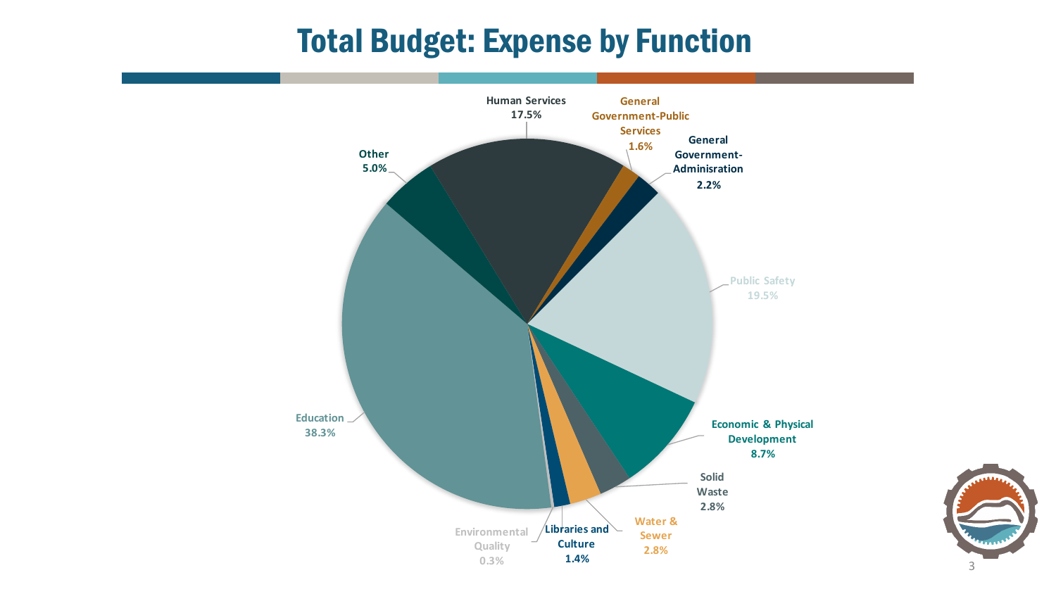# Total Budget: Expense by Function

Human Services 17.5%

General Government-Public Services 1.6%

General Government-Adminisration 2.2%

Public Safety 19.5%

Economic & Physical Development 8.7%

Solid Waste 2.8%

Water & Sewer 2.8%

Libraries and Culture 1.4%

Environmental Quality 0.3%

Education 38.3%

Other 5.0%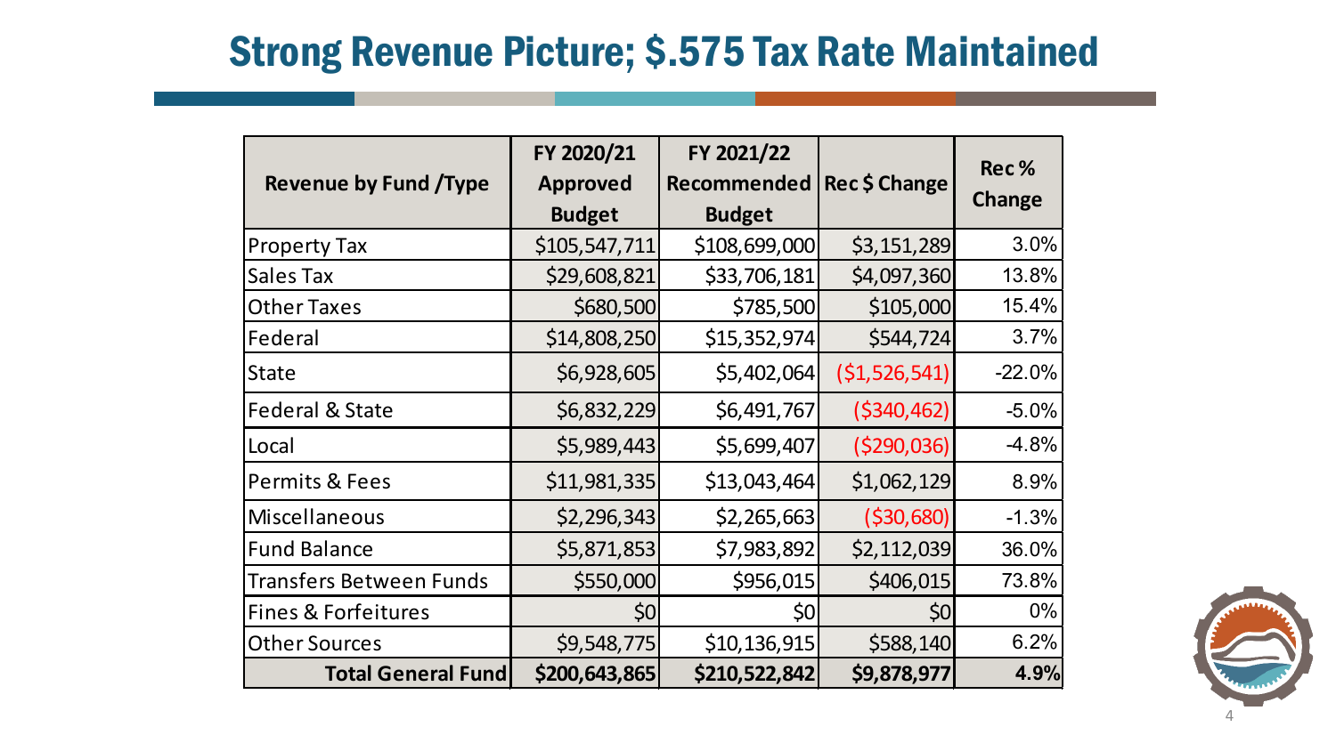# Strong Revenue Picture; $.575 Tax Rate Maintained

| Revenue by Fund /Type | FY 2020/21 Approved Budget | FY 2021/22 Recommended Budget | Rec $ Change | Rec % Change |
|---|---|---|---|---|
| Property Tax | $105,547,711 | $108,699,000 | $3,151,289 | 3.0% |
| Sales Tax | $29,608,821 | $33,706,181 | $4,097,360 | 13.8% |
| Other Taxes | $680,500 | $785,500 | $105,000 | 15.4% |
| Federal | $14,808,250 | $15,352,974 | $544,724 | 3.7% |
| State | $6,928,605 | $5,402,064 | ($1,526,541) | -22.0% |
| Federal & State | $6,832,229 | $6,491,767 | ($340,462) | -5.0% |
| Local | $5,989,443 | $5,699,407 | ($290,036) | -4.8% |
| Permits & Fees | $11,981,335 | $13,043,464 | $1,062,129 | 8.9% |
| Miscellaneous | $2,296,343 | $2,265,663 | ($30,680) | -1.3% |
| Fund Balance | $5,871,853 | $7,983,892 | $2,112,039 | 36.0% |
| Transfers Between Funds | $550,000 | $956,015 | $406,015 | 73.8% |
| Fines & Forfeitures | $0 | $0 | $0 | 0% |
| Other Sources | $9,548,775 | $10,136,915 | $588,140 | 6.2% |
| **Total General Fund** | **$200,643,865** | **$210,522,842** | **$9,878,977** | **4.9%** |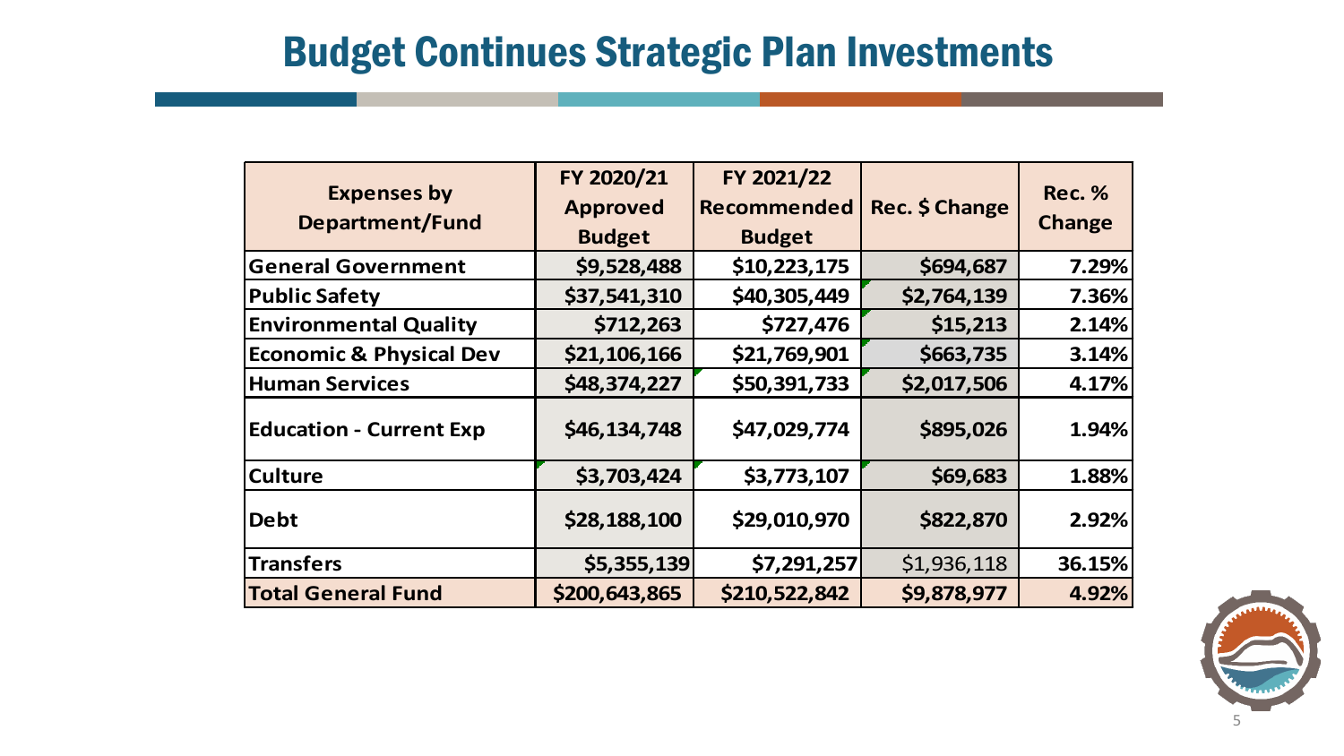# Budget Continues Strategic Plan Investments

| Expenses by Department/Fund | FY 2020/21 Approved Budget | FY 2021/22 Recommended Budget | Rec. $ Change | Rec. % Change |
|---|---|---|---|---|
| General Government | $9,528,488 | $10,223,175 | $694,687 | 7.29% |
| Public Safety | $37,541,310 | $40,305,449 | $2,764,139 | 7.36% |
| Environmental Quality | $712,263 | $727,476 | $15,213 | 2.14% |
| Economic & Physical Dev | $21,106,166 | $21,769,901 | $663,735 | 3.14% |
| Human Services | $48,374,227 | $50,391,733 | $2,017,506 | 4.17% |
| Education - Current Exp | $46,134,748 | $47,029,774 | $895,026 | 1.94% |
| Culture | $3,703,424 | $3,773,107 | $69,683 | 1.88% |
| Debt | $28,188,100 | $29,010,970 | $822,870 | 2.92% |
| Transfers | $5,355,139 | $7,291,257 | $1,936,118 | 36.15% |
| Total General Fund | $200,643,865 | $210,522,842 | $9,878,977 | 4.92% |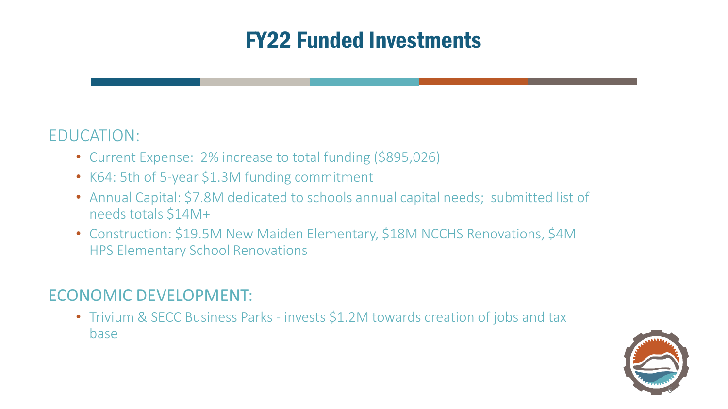# FY22 Funded Investments

## EDUCATION:

- Current Expense: 2% increase to total funding ($895,026)
- K64: 5th of 5-year $1.3M funding commitment
- Annual Capital: $7.8M dedicated to schools annual capital needs; submitted list of needs totals $14M+
- Construction: $19.5M New Maiden Elementary, $18M NCCHS Renovations, $4M HPS Elementary School Renovations

## ECONOMIC DEVELOPMENT:

- Trivium & SECC Business Parks - invests $1.2M towards creation of jobs and tax base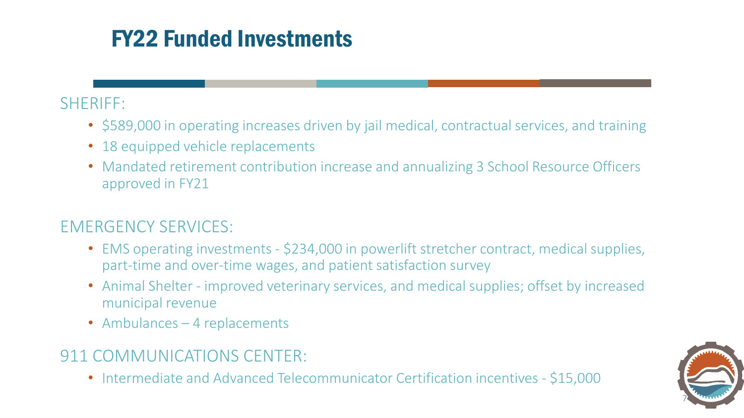# FY22 Funded Investments

## SHERIFF:

- $589,000 in operating increases driven by jail medical, contractual services, and training
- 18 equipped vehicle replacements
- Mandated retirement contribution increase and annualizing 3 School Resource Officers approved in FY21

## EMERGENCY SERVICES:

- EMS operating investments - $234,000 in powerlift stretcher contract, medical supplies, part-time and over-time wages, and patient satisfaction survey
- Animal Shelter - improved veterinary services, and medical supplies; offset by increased municipal revenue
- Ambulances – 4 replacements

## 911 COMMUNICATIONS CENTER:

- Intermediate and Advanced Telecommunicator Certification incentives - $15,000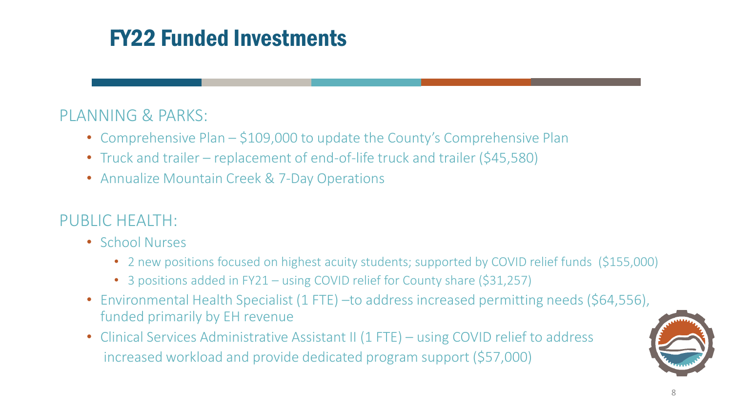# FY22 Funded Investments

PLANNING & PARKS:

- Comprehensive Plan – $109,000 to update the County's Comprehensive Plan
- Truck and trailer – replacement of end-of-life truck and trailer ($45,580)
- Annualize Mountain Creek & 7-Day Operations

PUBLIC HEALTH:

- School Nurses
  - 2 new positions focused on highest acuity students; supported by COVID relief funds ($155,000)
  - 3 positions added in FY21 – using COVID relief for County share ($31,257)
- Environmental Health Specialist (1 FTE) –to address increased permitting needs ($64,556), funded primarily by EH revenue
- Clinical Services Administrative Assistant II (1 FTE) – using COVID relief to address increased workload and provide dedicated program support ($57,000)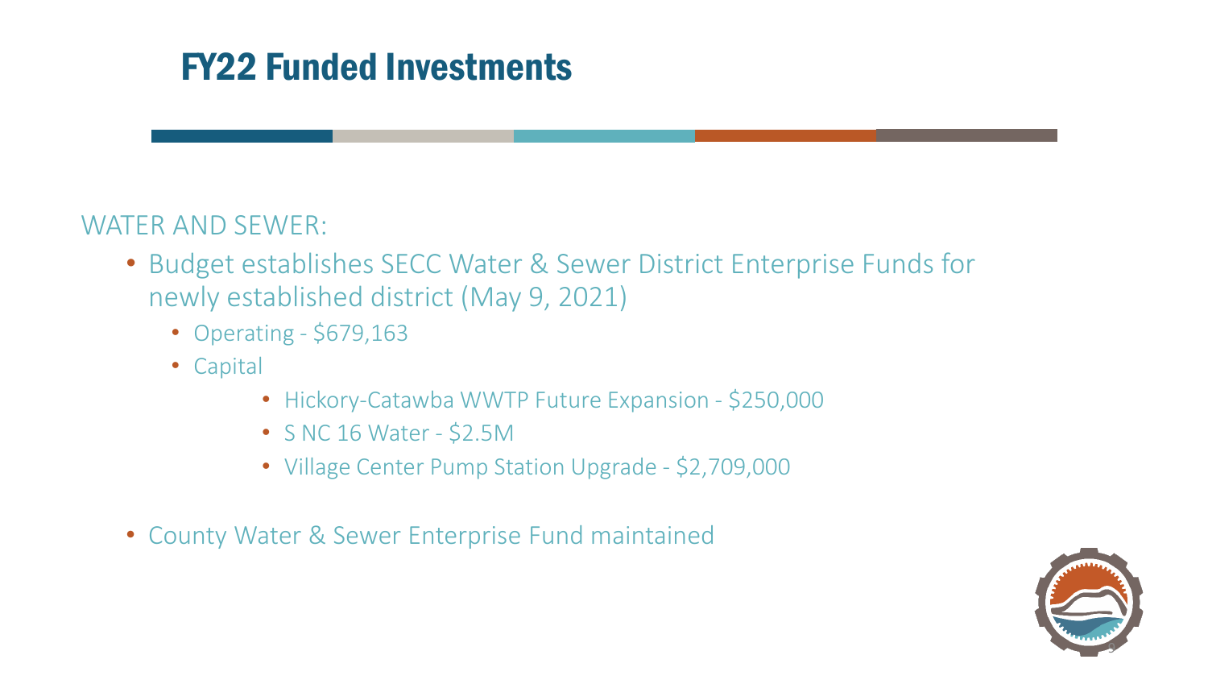# FY22 Funded Investments

WATER AND SEWER:

- Budget establishes SECC Water & Sewer District Enterprise Funds for newly established district (May 9, 2021)
  - Operating - $679,163
  - Capital
    - Hickory-Catawba WWTP Future Expansion - $250,000
    - S NC 16 Water - $2.5M
    - Village Center Pump Station Upgrade - $2,709,000
- County Water & Sewer Enterprise Fund maintained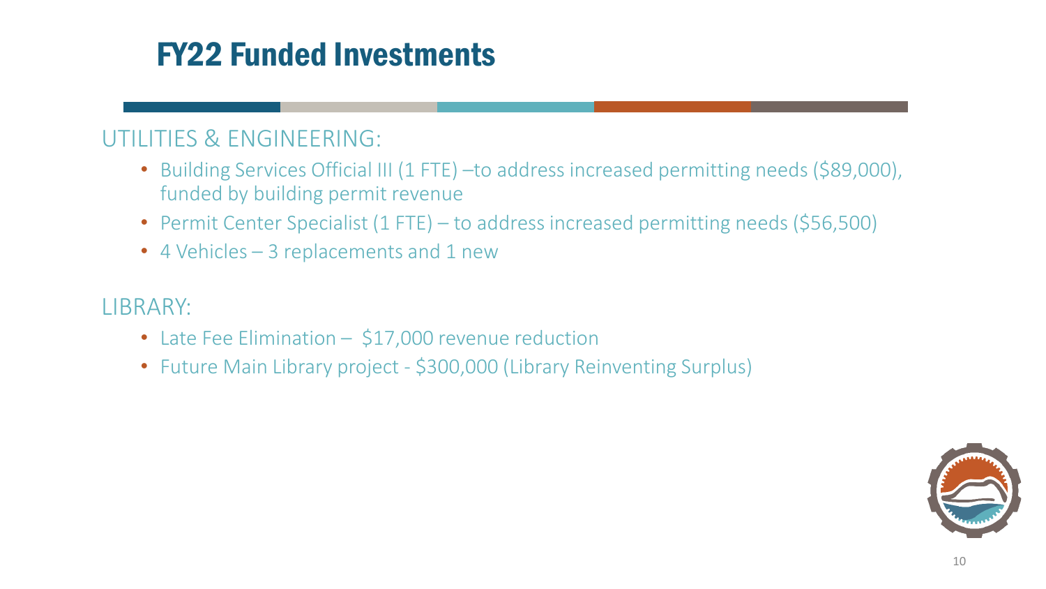# FY22 Funded Investments

## UTILITIES & ENGINEERING:

- Building Services Official III (1 FTE) –to address increased permitting needs ($89,000), funded by building permit revenue
- Permit Center Specialist (1 FTE) – to address increased permitting needs ($56,500)
- 4 Vehicles – 3 replacements and 1 new

## LIBRARY:

- Late Fee Elimination – $17,000 revenue reduction
- Future Main Library project - $300,000 (Library Reinventing Surplus)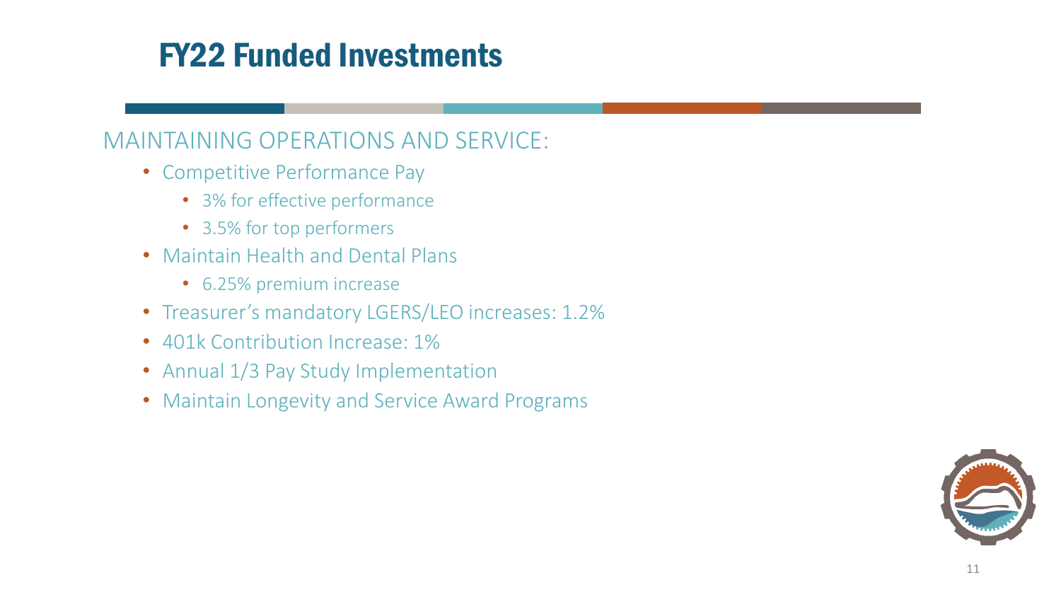# FY22 Funded Investments

## MAINTAINING OPERATIONS AND SERVICE:

- Competitive Performance Pay
  - 3% for effective performance
  - 3.5% for top performers
- Maintain Health and Dental Plans
  - 6.25% premium increase
- Treasurer's mandatory LGERS/LEO increases: 1.2%
- 401k Contribution Increase: 1%
- Annual 1/3 Pay Study Implementation
- Maintain Longevity and Service Award Programs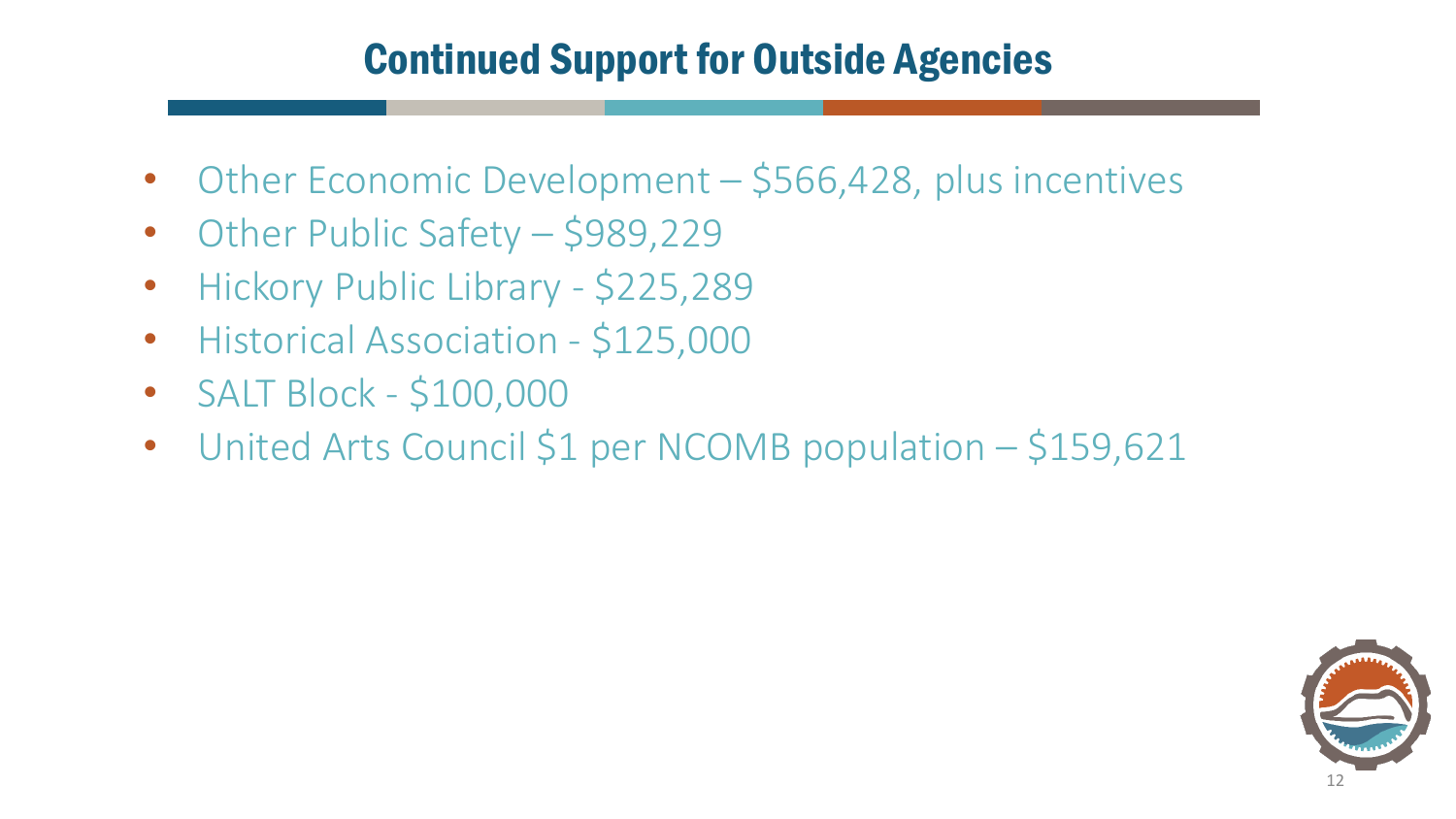# Continued Support for Outside Agencies

- Other Economic Development – $566,428, plus incentives
- Other Public Safety – $989,229
- Hickory Public Library - $225,289
- Historical Association - $125,000
- SALT Block - $100,000
- United Arts Council $1 per NCOMB population – $159,621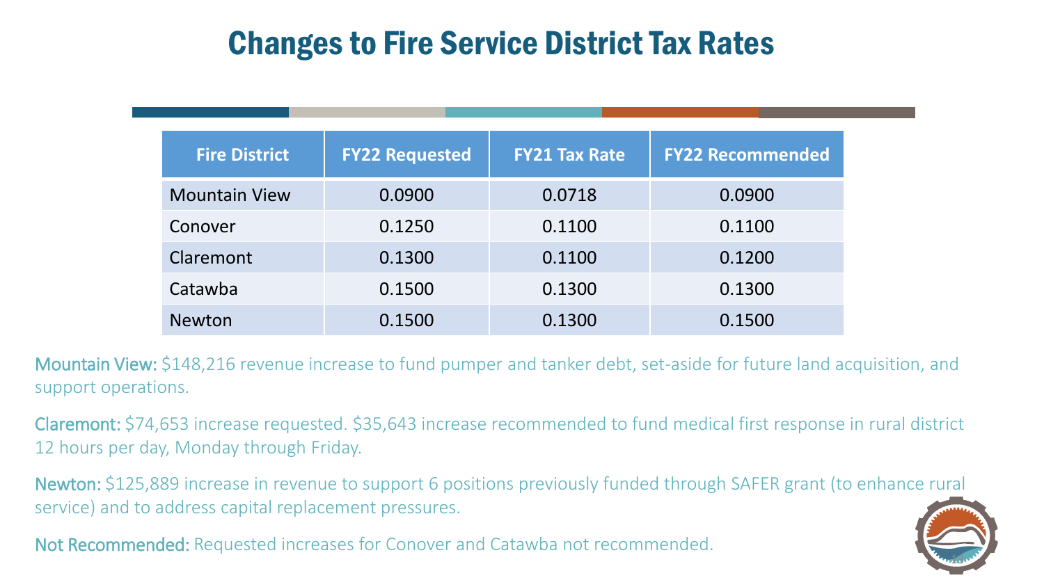# Changes to Fire Service District Tax Rates

| Fire District | FY22 Requested | FY21 Tax Rate | FY22 Recommended |
|---|---|---|---|
| Mountain View | 0.0900 | 0.0718 | 0.0900 |
| Conover | 0.1250 | 0.1100 | 0.1100 |
| Claremont | 0.1300 | 0.1100 | 0.1200 |
| Catawba | 0.1500 | 0.1300 | 0.1300 |
| Newton | 0.1500 | 0.1300 | 0.1500 |

Mountain View: $148,216 revenue increase to fund pumper and tanker debt, set-aside for future land acquisition, and support operations.

Claremont: $74,653 increase requested. $35,643 increase recommended to fund medical first response in rural district 12 hours per day, Monday through Friday.

Newton: $125,889 increase in revenue to support 6 positions previously funded through SAFER grant (to enhance rural service) and to address capital replacement pressures.

Not Recommended: Requested increases for Conover and Catawba not recommended.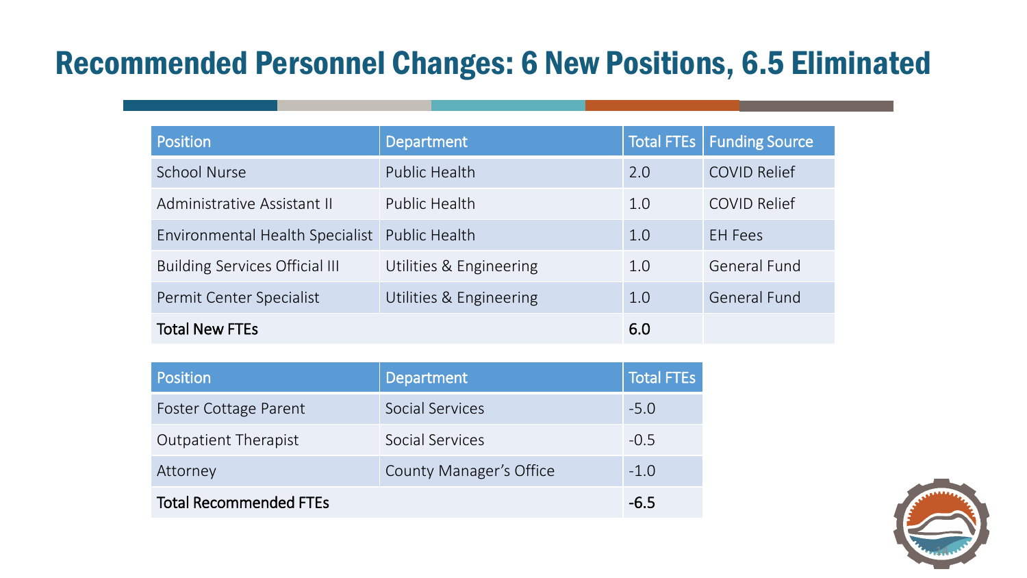# Recommended Personnel Changes: 6 New Positions, 6.5 Eliminated

| Position | Department | Total FTEs | Funding Source |
|---|---|---|---|
| School Nurse | Public Health | 2.0 | COVID Relief |
| Administrative Assistant II | Public Health | 1.0 | COVID Relief |
| Environmental Health Specialist | Public Health | 1.0 | EH Fees |
| Building Services Official III | Utilities & Engineering | 1.0 | General Fund |
| Permit Center Specialist | Utilities & Engineering | 1.0 | General Fund |
| Total New FTEs | | 6.0 | |

| Position | Department | Total FTEs |
|---|---|---|
| Foster Cottage Parent | Social Services | -5.0 |
| Outpatient Therapist | Social Services | -0.5 |
| Attorney | County Manager's Office | -1.0 |
| Total Recommended FTEs | | -6.5 |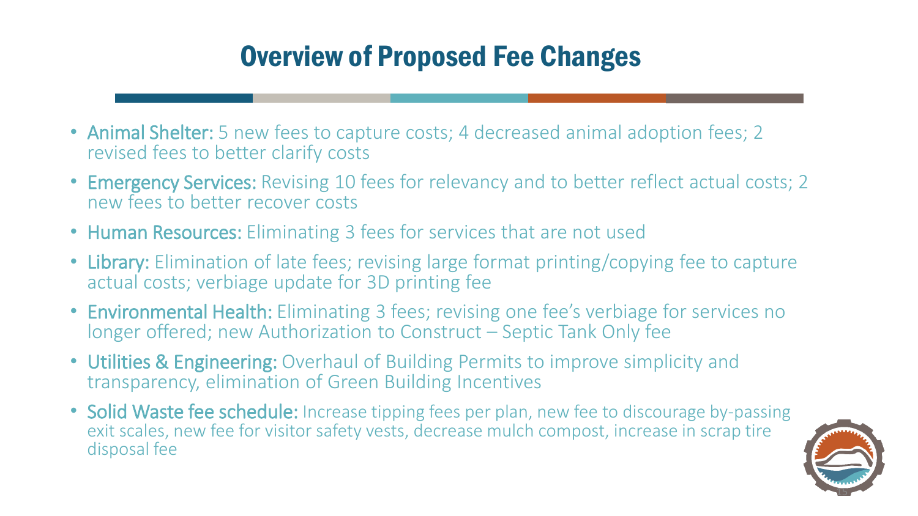# Overview of Proposed Fee Changes

- **Animal Shelter:** 5 new fees to capture costs; 4 decreased animal adoption fees; 2 revised fees to better clarify costs
- **Emergency Services:** Revising 10 fees for relevancy and to better reflect actual costs; 2 new fees to better recover costs
- **Human Resources:** Eliminating 3 fees for services that are not used
- **Library:** Elimination of late fees; revising large format printing/copying fee to capture actual costs; verbiage update for 3D printing fee
- **Environmental Health:** Eliminating 3 fees; revising one fee's verbiage for services no longer offered; new Authorization to Construct – Septic Tank Only fee
- **Utilities & Engineering:** Overhaul of Building Permits to improve simplicity and transparency, elimination of Green Building Incentives
- **Solid Waste fee schedule:** Increase tipping fees per plan, new fee to discourage by-passing exit scales, new fee for visitor safety vests, decrease mulch compost, increase in scrap tire disposal fee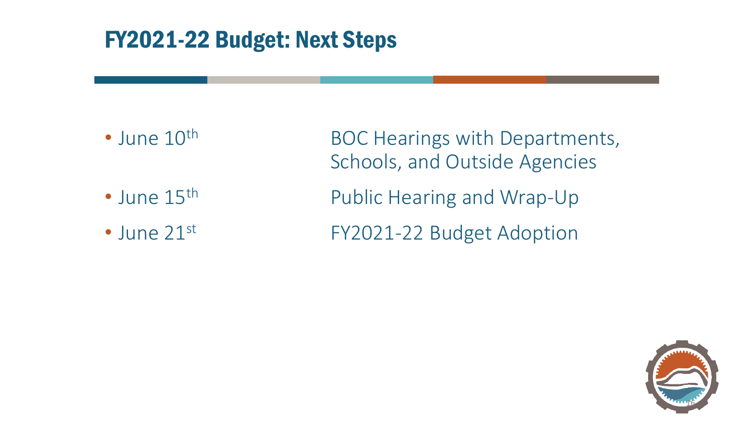# FY2021-22 Budget: Next Steps

- June 10th — BOC Hearings with Departments, Schools, and Outside Agencies
- June 15th — Public Hearing and Wrap-Up
- June 21st — FY2021-22 Budget Adoption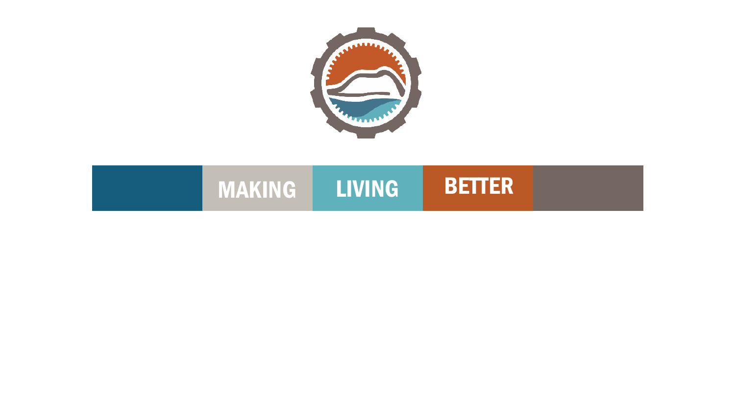MAKING LIVING BETTER